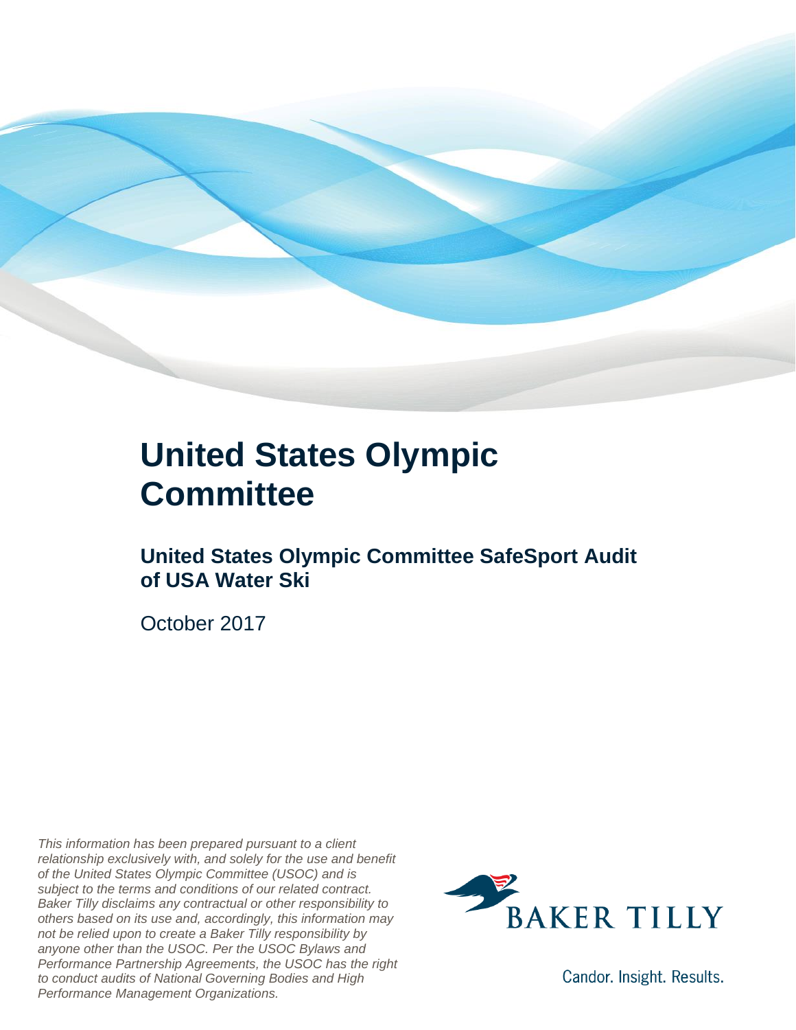# United States Olympic Committee

## United States Olympic Committee SafeSport Audit of USA Water Ski

October 2017

*This information has been prepared pursuant to a client relationship exclusively with, and solely for the use and benefit of the United States Olympic Committee (USOC) and is subject to the terms and conditions of our related contract. Baker Tilly disclaims any contractual or other responsibility to others based on its use and, accordingly, this information may not be relied upon to create a Baker Tilly responsibility by anyone other than the USOC. Per the USOC Bylaws and Performance Partnership Agreements, the USOC has the right to conduct audits of National Governing Bodies and High Performance Management Organizations.*

BAKER TILLY

Candor. Insight. Results.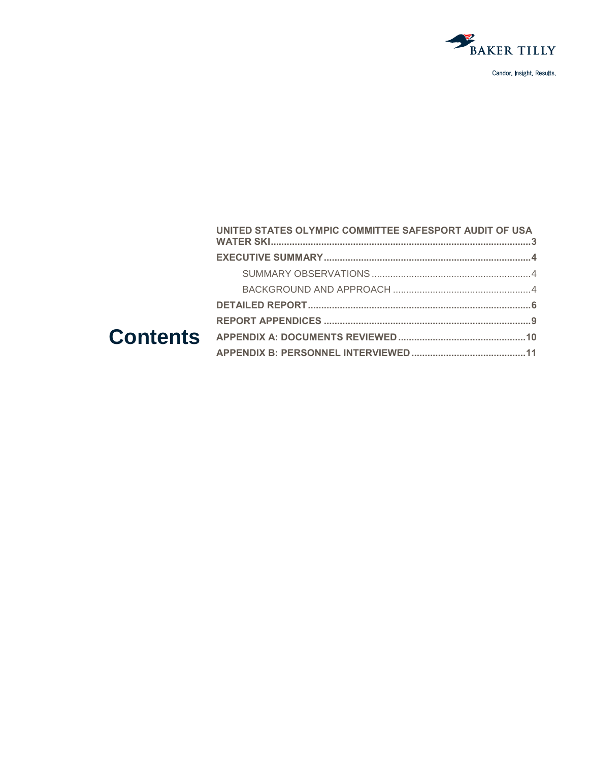# Contents

- **UNITED STATES OLYMPIC COMMITTEE SAFESPORT AUDIT OF USA WATER SKI** ..... 3
- **EXECUTIVE SUMMARY** ..... 4
  - SUMMARY OBSERVATIONS ..... 4
  - BACKGROUND AND APPROACH ..... 4
- **DETAILED REPORT** ..... 6
- **REPORT APPENDICES** ..... 9
- **APPENDIX A: DOCUMENTS REVIEWED** ..... 10
- **APPENDIX B: PERSONNEL INTERVIEWED** ..... 11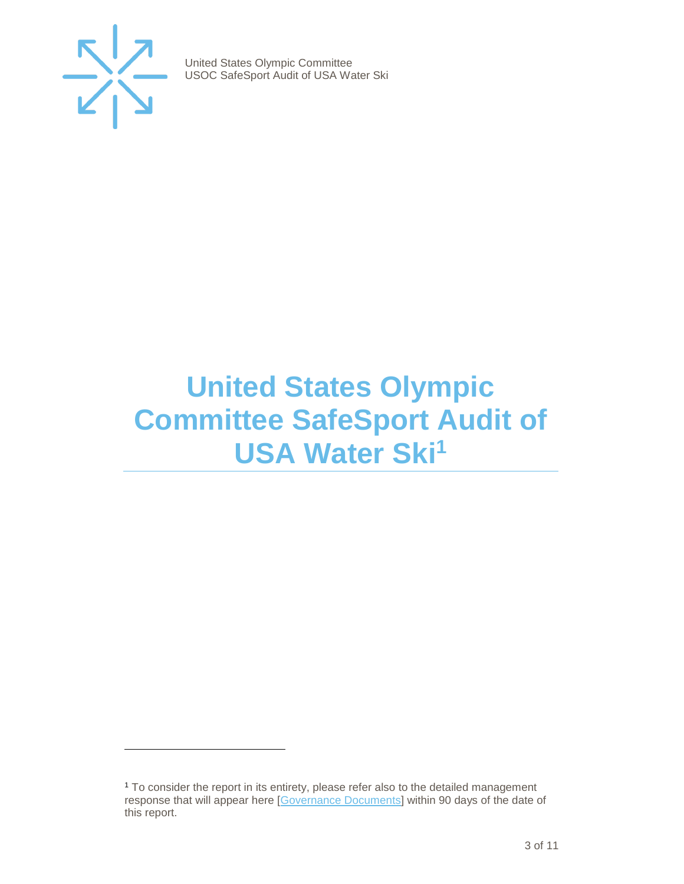# United States Olympic Committee SafeSport Audit of USA Water Ski[1]

---

[1] To consider the report in its entirety, please refer also to the detailed management response that will appear here [Governance Documents] within 90 days of the date of this report.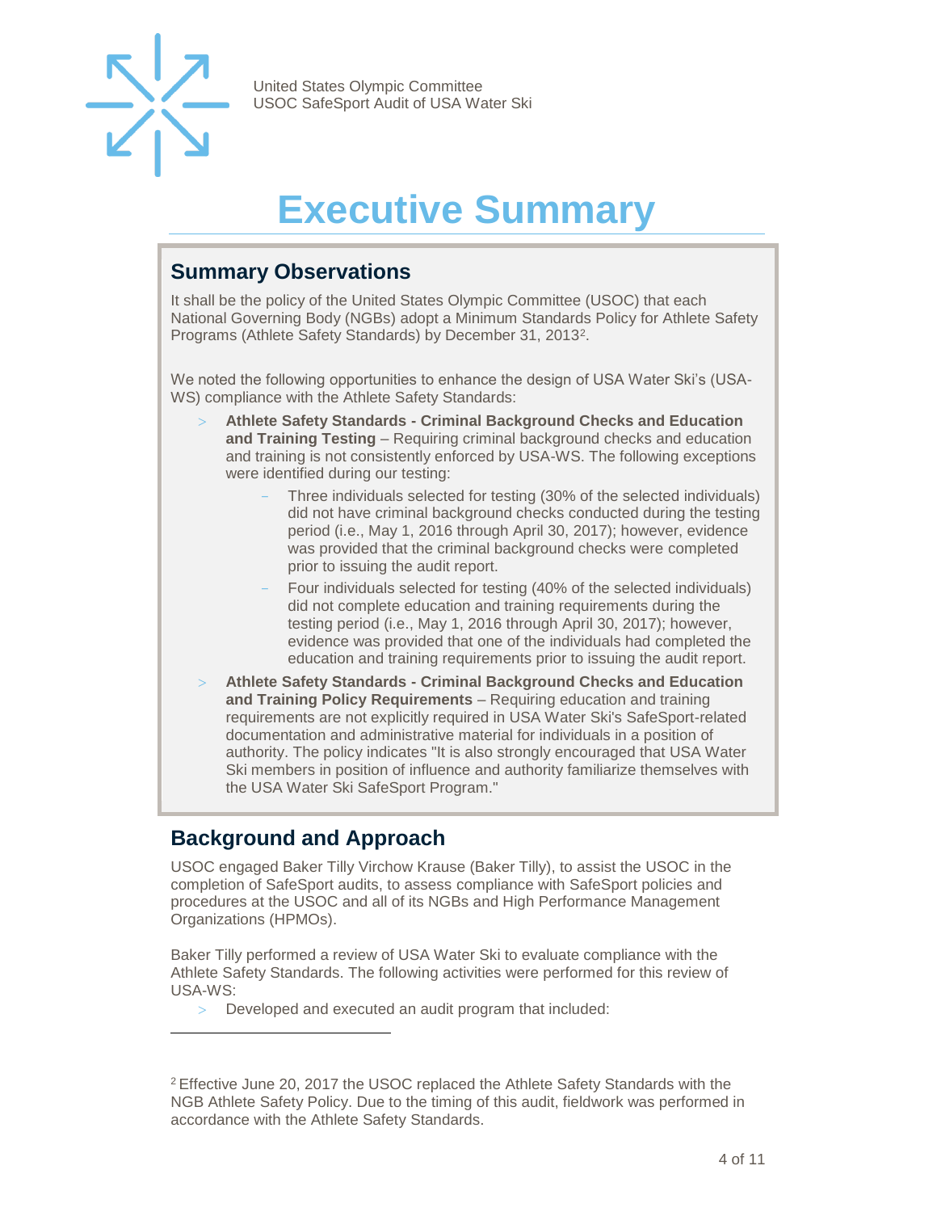# Executive Summary

## Summary Observations

It shall be the policy of the United States Olympic Committee (USOC) that each National Governing Body (NGBs) adopt a Minimum Standards Policy for Athlete Safety Programs (Athlete Safety Standards) by December 31, 2013[2].

We noted the following opportunities to enhance the design of USA Water Ski's (USA-WS) compliance with the Athlete Safety Standards:

- **Athlete Safety Standards - Criminal Background Checks and Education and Training Testing** – Requiring criminal background checks and education and training is not consistently enforced by USA-WS. The following exceptions were identified during our testing:
  - Three individuals selected for testing (30% of the selected individuals) did not have criminal background checks conducted during the testing period (i.e., May 1, 2016 through April 30, 2017); however, evidence was provided that the criminal background checks were completed prior to issuing the audit report.
  - Four individuals selected for testing (40% of the selected individuals) did not complete education and training requirements during the testing period (i.e., May 1, 2016 through April 30, 2017); however, evidence was provided that one of the individuals had completed the education and training requirements prior to issuing the audit report.
- **Athlete Safety Standards - Criminal Background Checks and Education and Training Policy Requirements** – Requiring education and training requirements are not explicitly required in USA Water Ski's SafeSport-related documentation and administrative material for individuals in a position of authority. The policy indicates "It is also strongly encouraged that USA Water Ski members in position of influence and authority familiarize themselves with the USA Water Ski SafeSport Program."

## Background and Approach

USOC engaged Baker Tilly Virchow Krause (Baker Tilly), to assist the USOC in the completion of SafeSport audits, to assess compliance with SafeSport policies and procedures at the USOC and all of its NGBs and High Performance Management Organizations (HPMOs).

Baker Tilly performed a review of USA Water Ski to evaluate compliance with the Athlete Safety Standards. The following activities were performed for this review of USA-WS:

- Developed and executed an audit program that included:

---

[2] Effective June 20, 2017 the USOC replaced the Athlete Safety Standards with the NGB Athlete Safety Policy. Due to the timing of this audit, fieldwork was performed in accordance with the Athlete Safety Standards.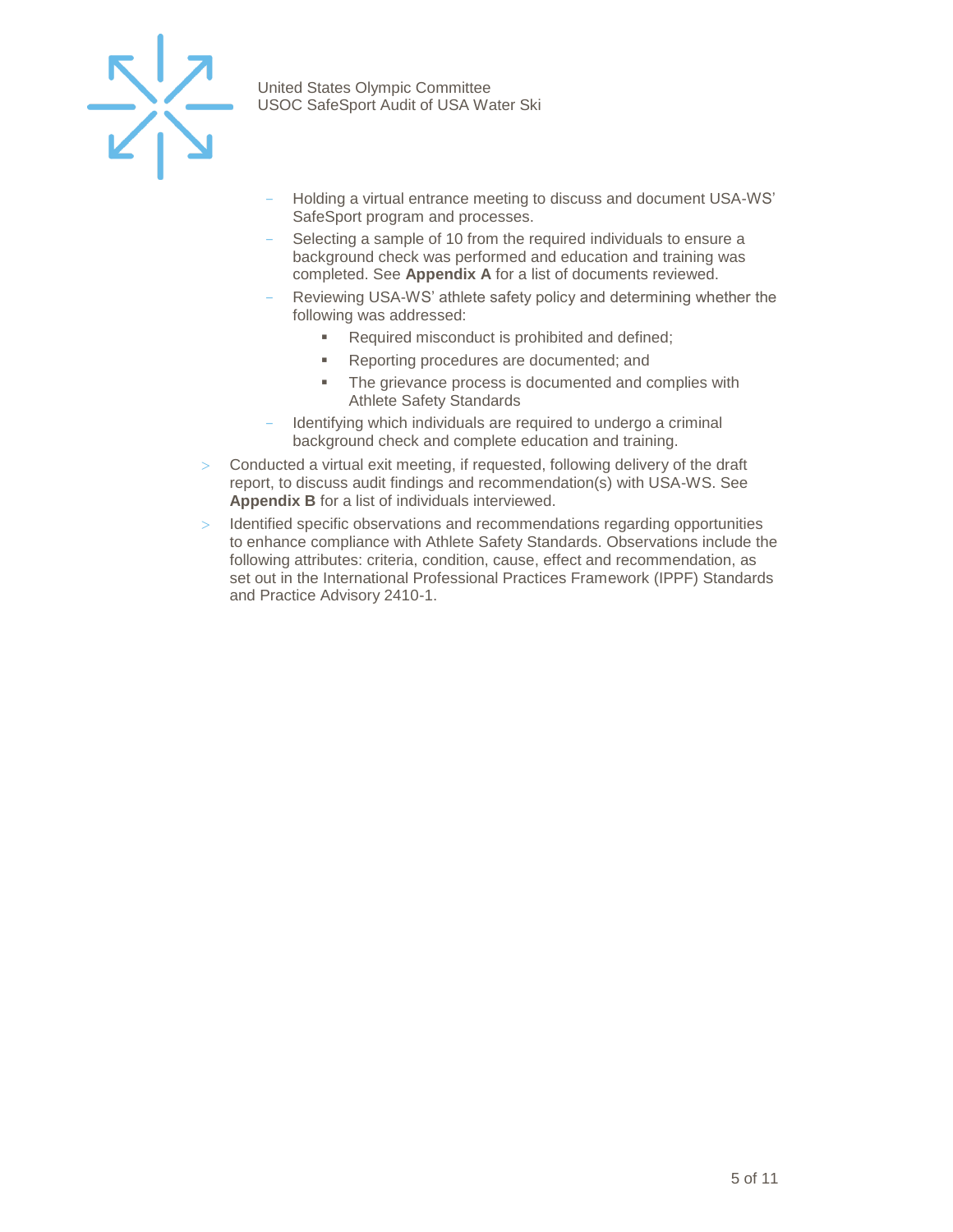- Holding a virtual entrance meeting to discuss and document USA-WS' SafeSport program and processes.
  - Selecting a sample of 10 from the required individuals to ensure a background check was performed and education and training was completed. See **Appendix A** for a list of documents reviewed.
  - Reviewing USA-WS' athlete safety policy and determining whether the following was addressed:
    - Required misconduct is prohibited and defined;
    - Reporting procedures are documented; and
    - The grievance process is documented and complies with Athlete Safety Standards
  - Identifying which individuals are required to undergo a criminal background check and complete education and training.
- Conducted a virtual exit meeting, if requested, following delivery of the draft report, to discuss audit findings and recommendation(s) with USA-WS. See **Appendix B** for a list of individuals interviewed.
- Identified specific observations and recommendations regarding opportunities to enhance compliance with Athlete Safety Standards. Observations include the following attributes: criteria, condition, cause, effect and recommendation, as set out in the International Professional Practices Framework (IPPF) Standards and Practice Advisory 2410-1.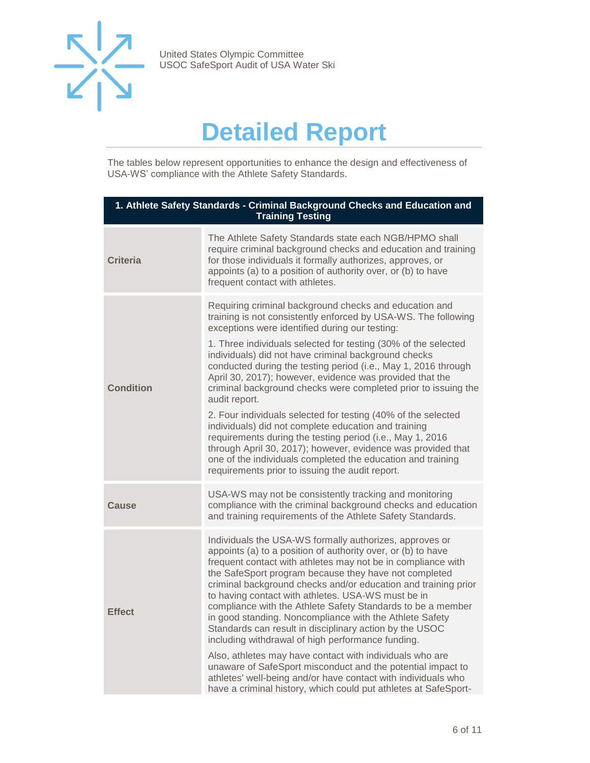# Detailed Report

The tables below represent opportunities to enhance the design and effectiveness of USA-WS' compliance with the Athlete Safety Standards.

| 1. Athlete Safety Standards - Criminal Background Checks and Education and Training Testing | |
|---|---|
| **Criteria** | The Athlete Safety Standards state each NGB/HPMO shall require criminal background checks and education and training for those individuals it formally authorizes, approves, or appoints (a) to a position of authority over, or (b) to have frequent contact with athletes. |
| **Condition** | Requiring criminal background checks and education and training is not consistently enforced by USA-WS. The following exceptions were identified during our testing:<br><br>1. Three individuals selected for testing (30% of the selected individuals) did not have criminal background checks conducted during the testing period (i.e., May 1, 2016 through April 30, 2017); however, evidence was provided that the criminal background checks were completed prior to issuing the audit report.<br><br>2. Four individuals selected for testing (40% of the selected individuals) did not complete education and training requirements during the testing period (i.e., May 1, 2016 through April 30, 2017); however, evidence was provided that one of the individuals completed the education and training requirements prior to issuing the audit report. |
| **Cause** | USA-WS may not be consistently tracking and monitoring compliance with the criminal background checks and education and training requirements of the Athlete Safety Standards. |
| **Effect** | Individuals the USA-WS formally authorizes, approves or appoints (a) to a position of authority over, or (b) to have frequent contact with athletes may not be in compliance with the SafeSport program because they have not completed criminal background checks and/or education and training prior to having contact with athletes. USA-WS must be in compliance with the Athlete Safety Standards to be a member in good standing. Noncompliance with the Athlete Safety Standards can result in disciplinary action by the USOC including withdrawal of high performance funding.<br><br>Also, athletes may have contact with individuals who are unaware of SafeSport misconduct and the potential impact to athletes' well-being and/or have contact with individuals who have a criminal history, which could put athletes at SafeSport- |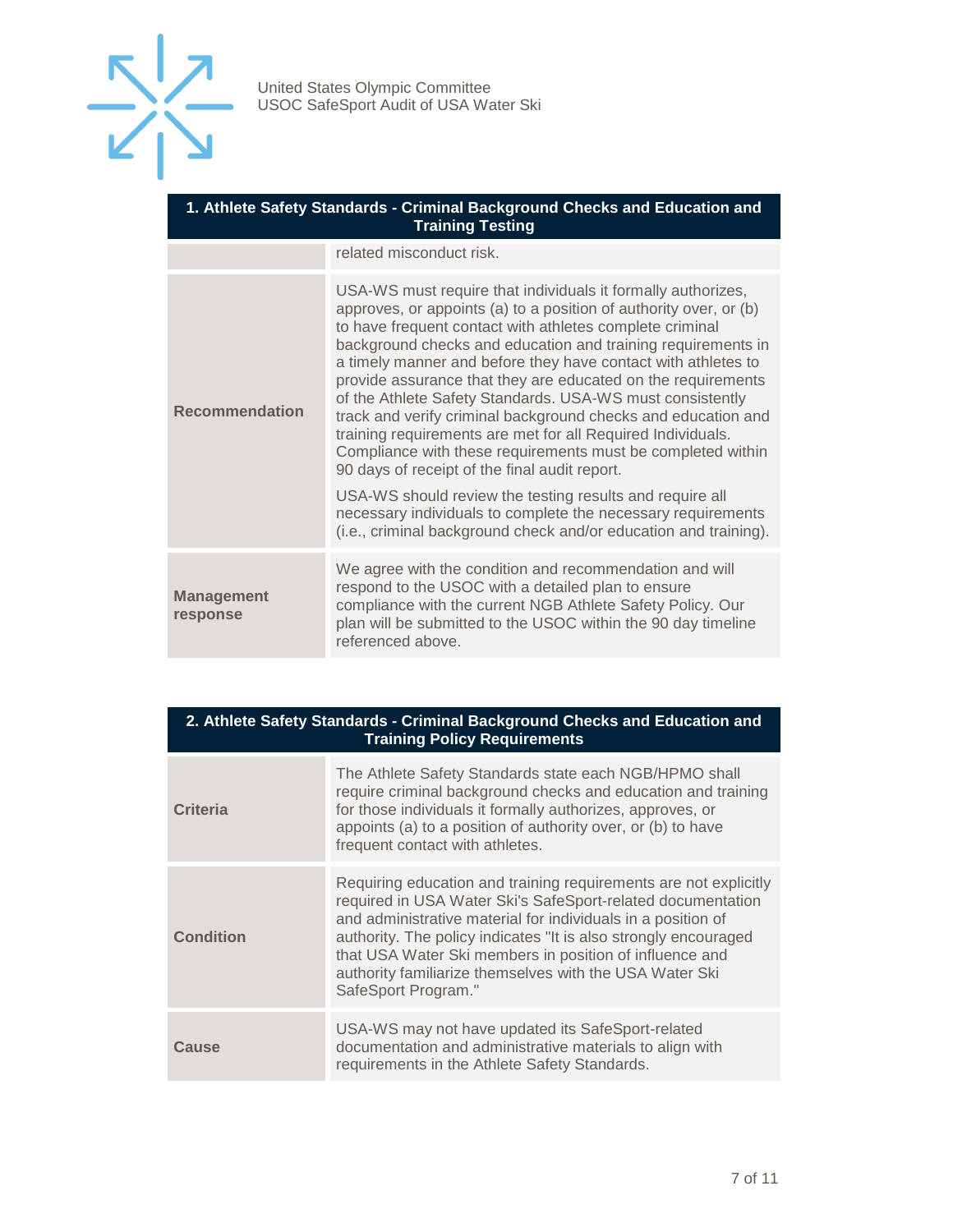| 1. Athlete Safety Standards - Criminal Background Checks and Education and Training Testing | |
|---|---|
| | related misconduct risk. |
| **Recommendation** | USA-WS must require that individuals it formally authorizes, approves, or appoints (a) to a position of authority over, or (b) to have frequent contact with athletes complete criminal background checks and education and training requirements in a timely manner and before they have contact with athletes to provide assurance that they are educated on the requirements of the Athlete Safety Standards. USA-WS must consistently track and verify criminal background checks and education and training requirements are met for all Required Individuals. Compliance with these requirements must be completed within 90 days of receipt of the final audit report.<br><br>USA-WS should review the testing results and require all necessary individuals to complete the necessary requirements (i.e., criminal background check and/or education and training). |
| **Management response** | We agree with the condition and recommendation and will respond to the USOC with a detailed plan to ensure compliance with the current NGB Athlete Safety Policy. Our plan will be submitted to the USOC within the 90 day timeline referenced above. |

| 2. Athlete Safety Standards - Criminal Background Checks and Education and Training Policy Requirements | |
|---|---|
| **Criteria** | The Athlete Safety Standards state each NGB/HPMO shall require criminal background checks and education and training for those individuals it formally authorizes, approves, or appoints (a) to a position of authority over, or (b) to have frequent contact with athletes. |
| **Condition** | Requiring education and training requirements are not explicitly required in USA Water Ski's SafeSport-related documentation and administrative material for individuals in a position of authority. The policy indicates "It is also strongly encouraged that USA Water Ski members in position of influence and authority familiarize themselves with the USA Water Ski SafeSport Program." |
| **Cause** | USA-WS may not have updated its SafeSport-related documentation and administrative materials to align with requirements in the Athlete Safety Standards. |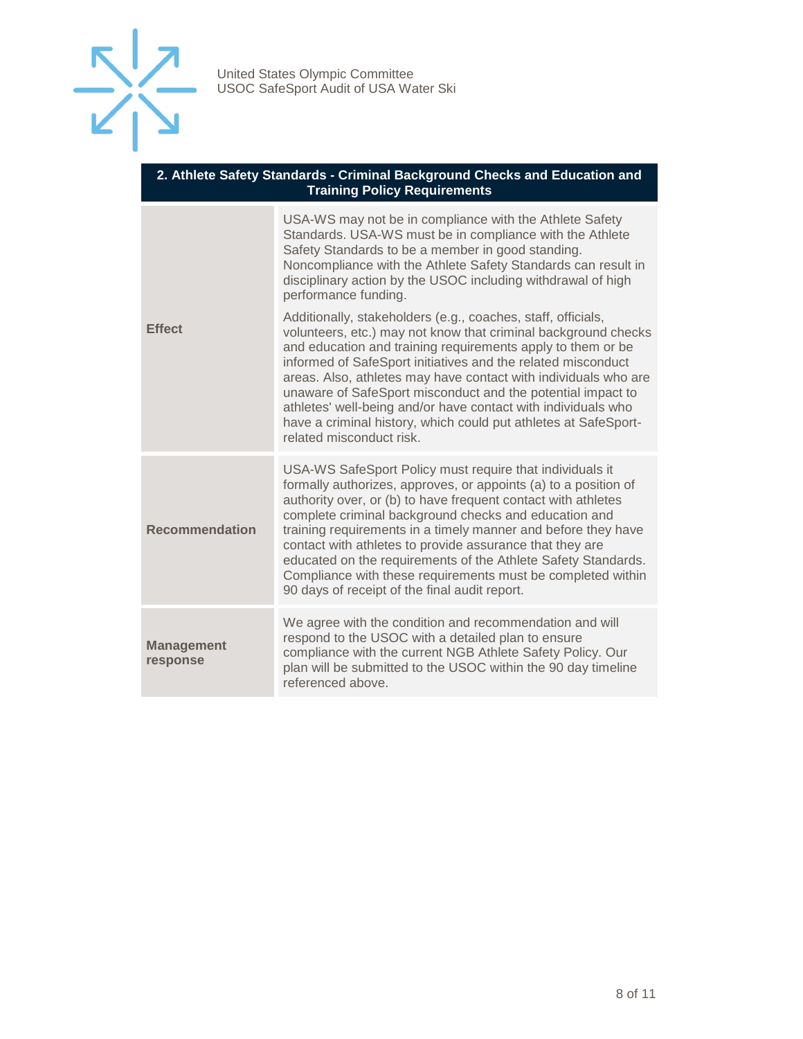| 2. Athlete Safety Standards - Criminal Background Checks and Education and Training Policy Requirements | |
|---|---|
| **Effect** | USA-WS may not be in compliance with the Athlete Safety Standards. USA-WS must be in compliance with the Athlete Safety Standards to be a member in good standing. Noncompliance with the Athlete Safety Standards can result in disciplinary action by the USOC including withdrawal of high performance funding.<br><br>Additionally, stakeholders (e.g., coaches, staff, officials, volunteers, etc.) may not know that criminal background checks and education and training requirements apply to them or be informed of SafeSport initiatives and the related misconduct areas. Also, athletes may have contact with individuals who are unaware of SafeSport misconduct and the potential impact to athletes' well-being and/or have contact with individuals who have a criminal history, which could put athletes at SafeSport-related misconduct risk. |
| **Recommendation** | USA-WS SafeSport Policy must require that individuals it formally authorizes, approves, or appoints (a) to a position of authority over, or (b) to have frequent contact with athletes complete criminal background checks and education and training requirements in a timely manner and before they have contact with athletes to provide assurance that they are educated on the requirements of the Athlete Safety Standards. Compliance with these requirements must be completed within 90 days of receipt of the final audit report. |
| **Management response** | We agree with the condition and recommendation and will respond to the USOC with a detailed plan to ensure compliance with the current NGB Athlete Safety Policy. Our plan will be submitted to the USOC within the 90 day timeline referenced above. |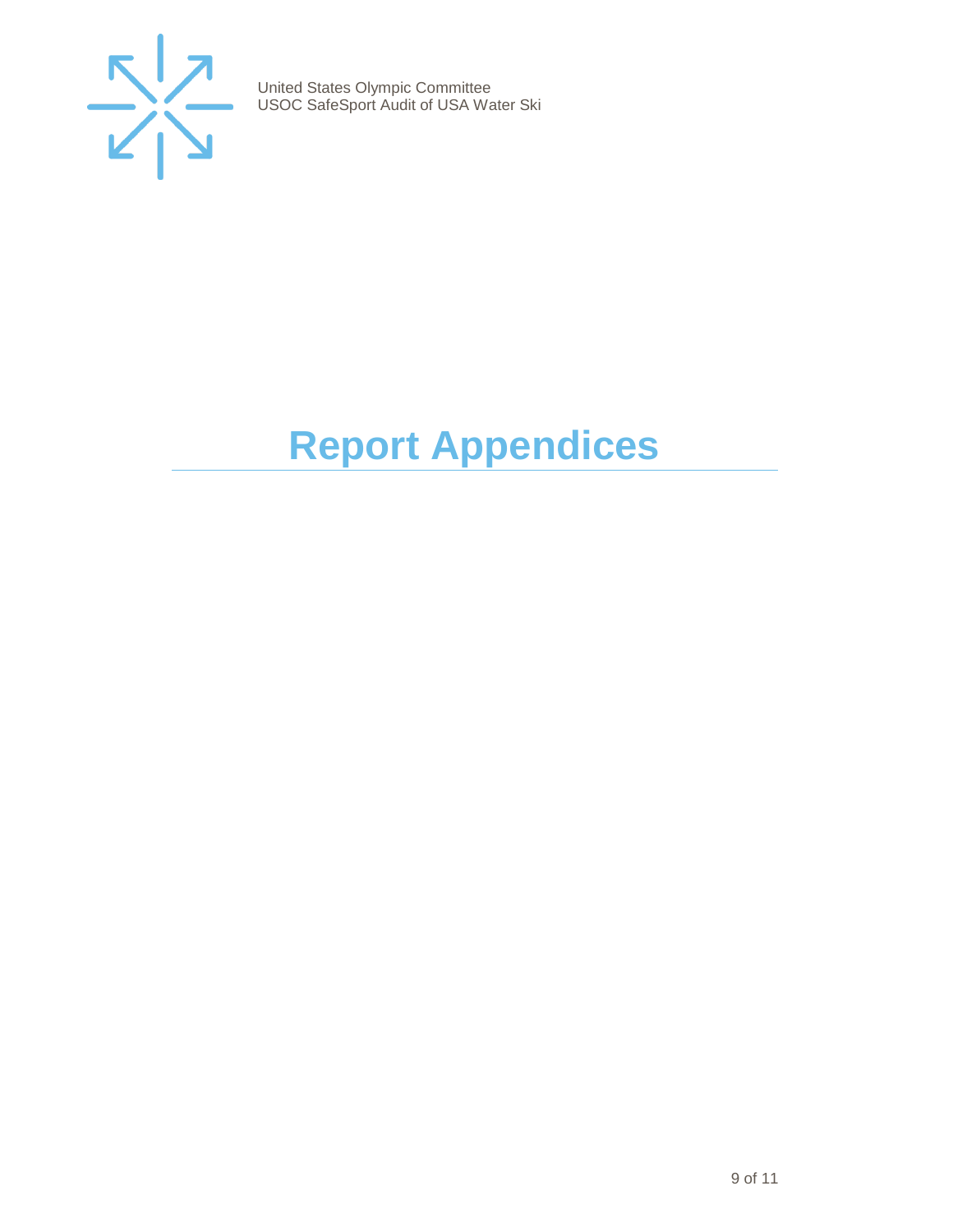# Report Appendices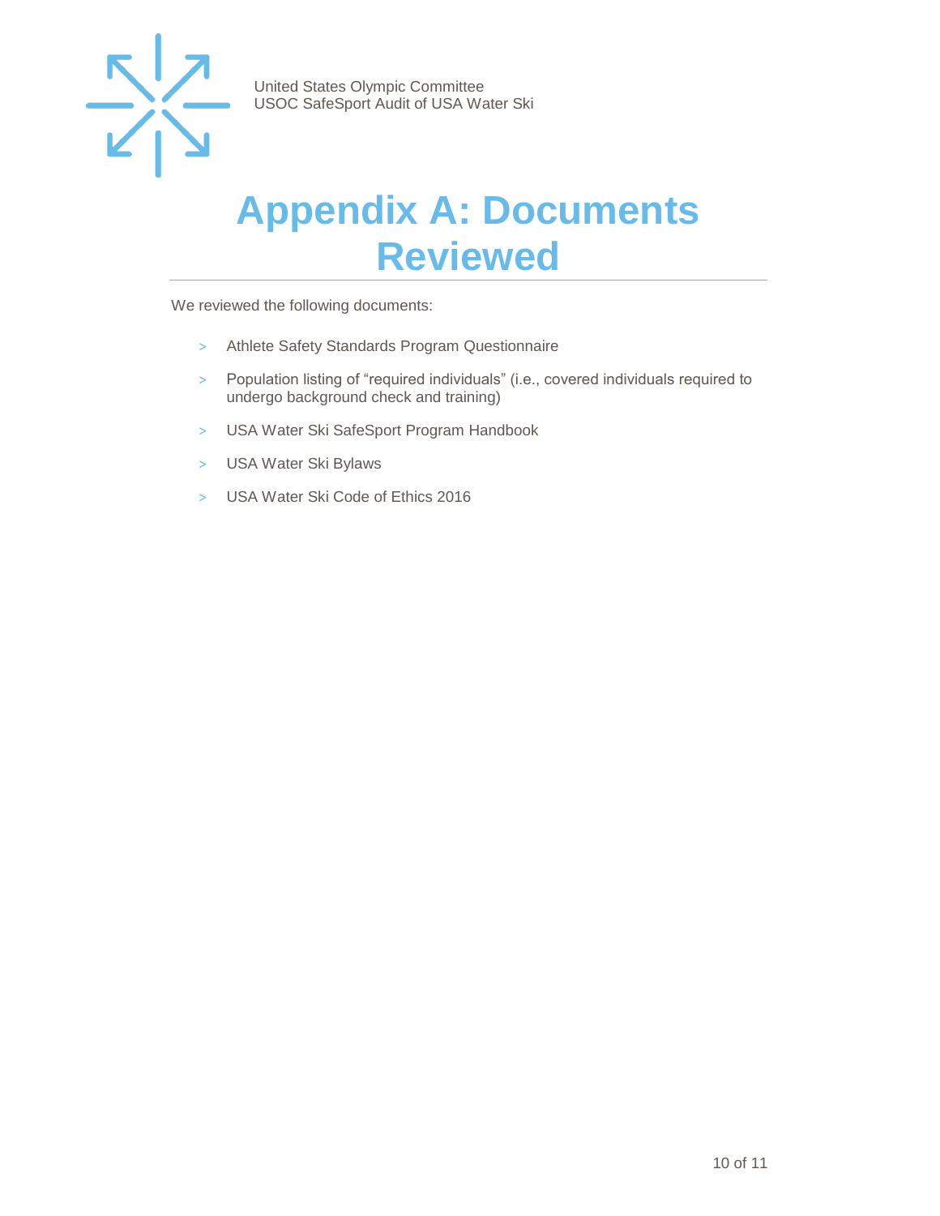# Appendix A: Documents Reviewed

We reviewed the following documents:

- Athlete Safety Standards Program Questionnaire
- Population listing of "required individuals" (i.e., covered individuals required to undergo background check and training)
- USA Water Ski SafeSport Program Handbook
- USA Water Ski Bylaws
- USA Water Ski Code of Ethics 2016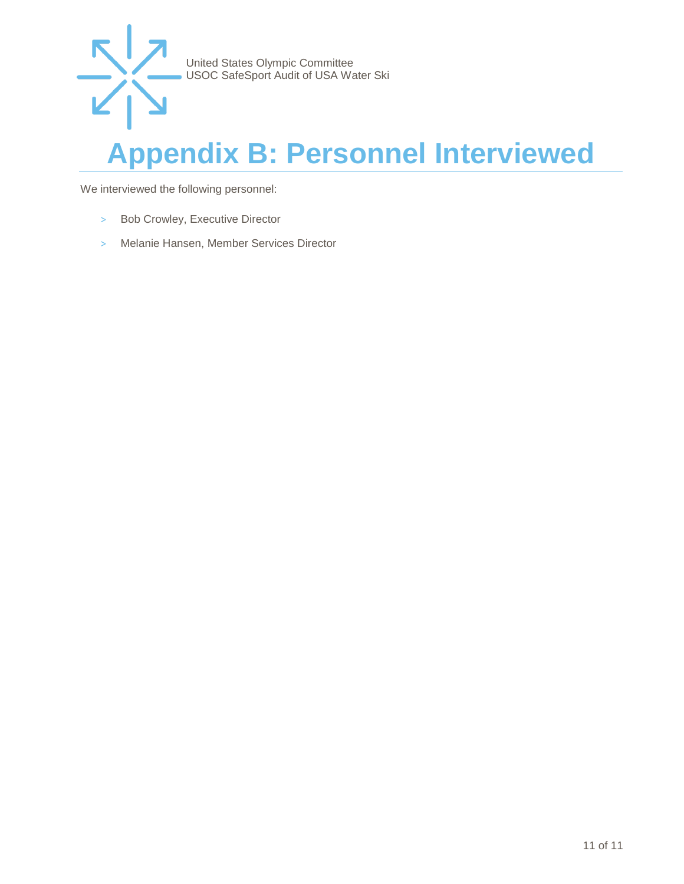# Appendix B: Personnel Interviewed

We interviewed the following personnel:

- Bob Crowley, Executive Director
- Melanie Hansen, Member Services Director